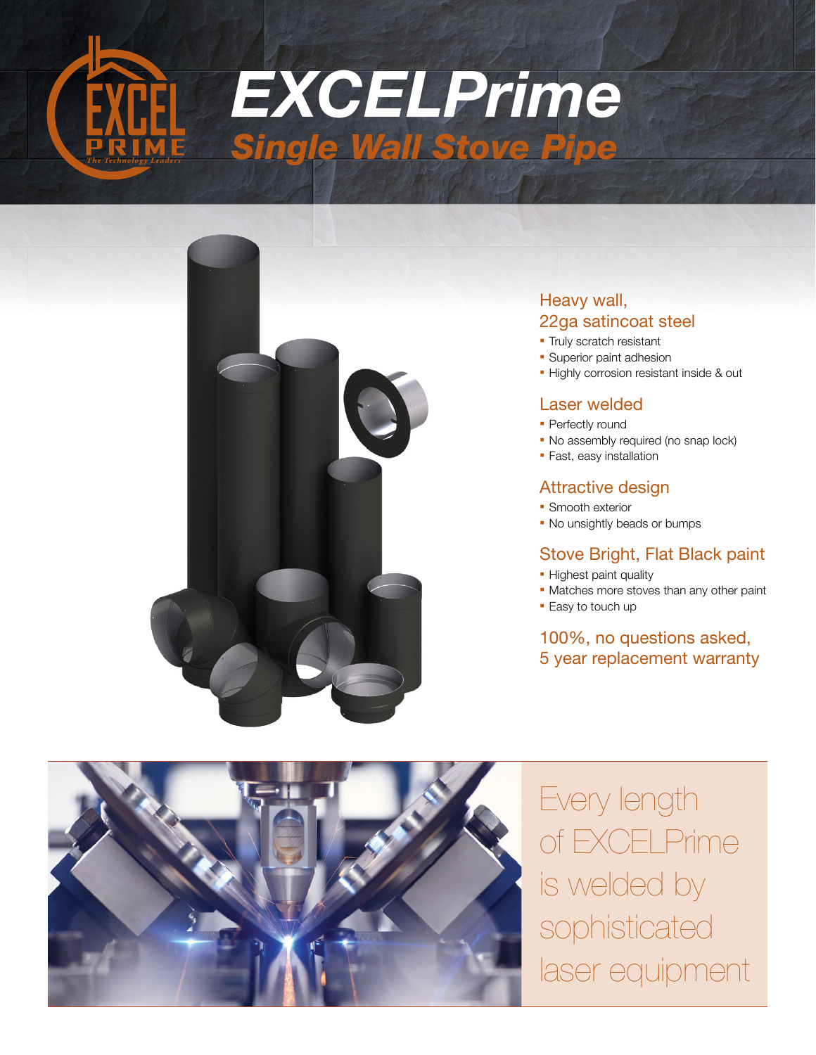# EXCELPrime

## Single Wall Stove Pipe

### Heavy wall, 22ga satincoat steel

- Truly scratch resistant
- Superior paint adhesion
- Highly corrosion resistant inside & out

### Laser welded

- Perfectly round
- No assembly required (no snap lock)
- Fast, easy installation

### Attractive design

- Smooth exterior
- No unsightly beads or bumps

### Stove Bright, Flat Black paint

- Highest paint quality
- Matches more stoves than any other paint
- Easy to touch up

### 100%, no questions asked, 5 year replacement warranty

Every length of EXCELPrime is welded by sophisticated laser equipment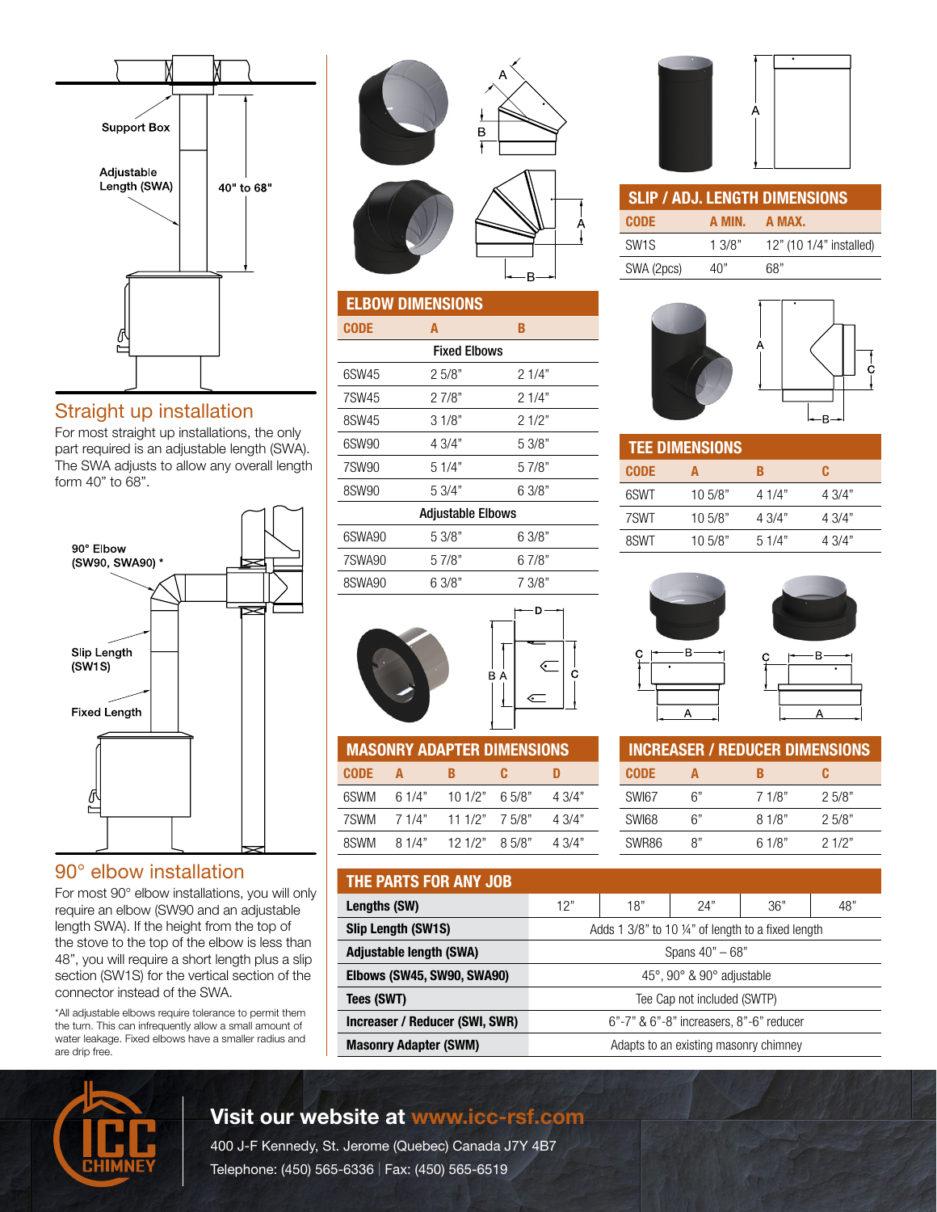Support Box

Adjustable Length (SWA)

40" to 68"

## Straight up installation

For most straight up installations, the only part required is an adjustable length (SWA). The SWA adjusts to allow any overall length form 40" to 68".

90° Elbow (SW90, SWA90) *

Slip Length (SW1S)

Fixed Length

## 90° elbow installation

For most 90° elbow installations, you will only require an elbow (SW90 and an adjustable length SWA). If the height from the top of the stove to the top of the elbow is less than 48", you will require a short length plus a slip section (SW1S) for the vertical section of the connector instead of the SWA.

*All adjustable elbows require tolerance to permit them the turn. This can infrequently allow a small amount of water leakage. Fixed elbows have a smaller radius and are drip free.

## ELBOW DIMENSIONS

| CODE | A | B |
|---|---|---|
| | Fixed Elbows | |
| 6SW45 | 2 5/8" | 2 1/4" |
| 7SW45 | 2 7/8" | 2 1/4" |
| 8SW45 | 3 1/8" | 2 1/2" |
| 6SW90 | 4 3/4" | 5 3/8" |
| 7SW90 | 5 1/4" | 5 7/8" |
| 8SW90 | 5 3/4" | 6 3/8" |
| | Adjustable Elbows | |
| 6SWA90 | 5 3/8" | 6 3/8" |
| 7SWA90 | 5 7/8" | 6 7/8" |
| 8SWA90 | 6 3/8" | 7 3/8" |

## SLIP / ADJ. LENGTH DIMENSIONS

| CODE | A MIN. | A MAX. |
|---|---|---|
| SW1S | 1 3/8" | 12" (10 1/4" installed) |
| SWA (2pcs) | 40" | 68" |

## TEE DIMENSIONS

| CODE | A | B | C |
|---|---|---|---|
| 6SWT | 10 5/8" | 4 1/4" | 4 3/4" |
| 7SWT | 10 5/8" | 4 3/4" | 4 3/4" |
| 8SWT | 10 5/8" | 5 1/4" | 4 3/4" |

## MASONRY ADAPTER DIMENSIONS

| CODE | A | B | C | D |
|---|---|---|---|---|
| 6SWM | 6 1/4" | 10 1/2" | 6 5/8" | 4 3/4" |
| 7SWM | 7 1/4" | 11 1/2" | 7 5/8" | 4 3/4" |
| 8SWM | 8 1/4" | 12 1/2" | 8 5/8" | 4 3/4" |

## INCREASER / REDUCER DIMENSIONS

| CODE | A | B | C |
|---|---|---|---|
| SWI67 | 6" | 7 1/8" | 2 5/8" |
| SWI68 | 6" | 8 1/8" | 2 5/8" |
| SWR86 | 8" | 6 1/8" | 2 1/2" |

## THE PARTS FOR ANY JOB

| | | | | | |
|---|---|---|---|---|---|
| **Lengths (SW)** | 12" | 18" | 24" | 36" | 48" |
| **Slip Length (SW1S)** | Adds 1 3/8" to 10 ¼" of length to a fixed length | | | | |
| **Adjustable length (SWA)** | Spans 40" – 68" | | | | |
| **Elbows (SW45, SW90, SWA90)** | 45°, 90° & 90° adjustable | | | | |
| **Tees (SWT)** | Tee Cap not included (SWTP) | | | | |
| **Increaser / Reducer (SWI, SWR)** | 6"-7" & 6"-8" increasers, 8"-6" reducer | | | | |
| **Masonry Adapter (SWM)** | Adapts to an existing masonry chimney | | | | |

ICC CHIMNEY

**Visit our website at www.icc-rsf.com**

400 J-F Kennedy, St. Jerome (Quebec) Canada J7Y 4B7

Telephone: (450) 565-6336 | Fax: (450) 565-6519